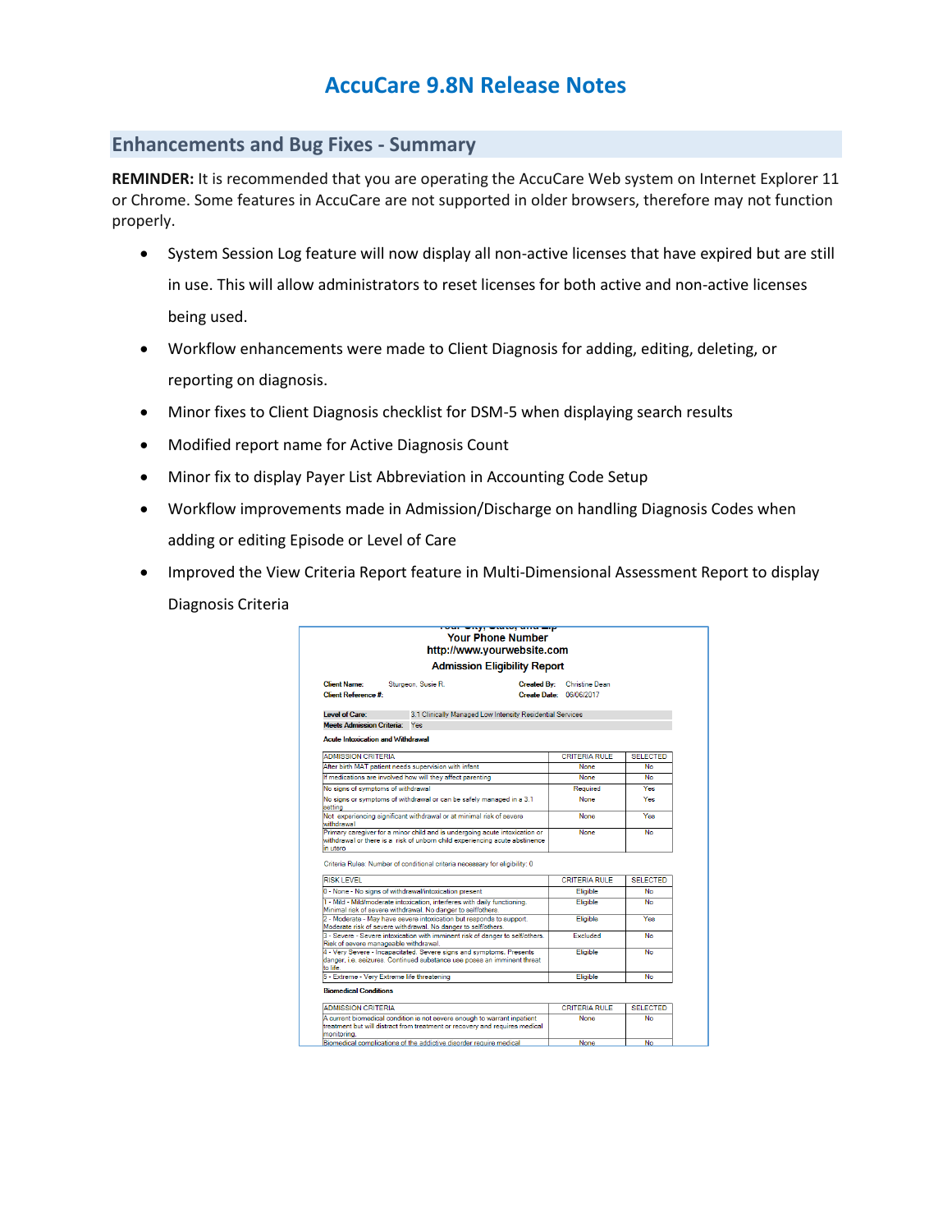# AccuCare 9.8N Release Notes

## Enhancements and Bug Fixes - Summary

**REMINDER:** It is recommended that you are operating the AccuCare Web system on Internet Explorer 11 or Chrome. Some features in AccuCare are not supported in older browsers, therefore may not function properly.

- System Session Log feature will now display all non-active licenses that have expired but are still in use. This will allow administrators to reset licenses for both active and non-active licenses being used.
- Workflow enhancements were made to Client Diagnosis for adding, editing, deleting, or reporting on diagnosis.
- Minor fixes to Client Diagnosis checklist for DSM-5 when displaying search results
- Modified report name for Active Diagnosis Count
- Minor fix to display Payer List Abbreviation in Accounting Code Setup
- Workflow improvements made in Admission/Discharge on handling Diagnosis Codes when adding or editing Episode or Level of Care
- Improved the View Criteria Report feature in Multi-Dimensional Assessment Report to display Diagnosis Criteria

Your Phone Number
http://www.yourwebsite.com

**Admission Eligibility Report**

**Client Name:** Sturgeon, Susie R. **Created By:** Christine Dean
**Client Reference #:** **Create Date:** 06/06/2017

**Level of Care:** 3.1 Clinically Managed Low Intensity Residential Services
**Meets Admission Criteria:** Yes

**Acute Intoxication and Withdrawal**

| ADMISSION CRITERIA | CRITERIA RULE | SELECTED |
| --- | --- | --- |
| After birth MAT patient needs supervision with infant | None | No |
| If medications are involved how will they affect parenting | None | No |
| No signs of symptoms of withdrawal | Required | Yes |
| No signs or symptoms of withdrawal or can be safely managed in a 3.1 setting | None | Yes |
| Not experiencing significant withdrawal or at minimal risk of severe withdrawal | None | Yes |
| Primary caregiver for a minor child and is undergoing acute intoxication or withdrawal or there is a risk of unborn child experiencing acute abstinence in utero | None | No |

Criteria Rules: Number of conditional criteria necessary for eligibility: 0

| RISK LEVEL | CRITERIA RULE | SELECTED |
| --- | --- | --- |
| 0 - None - No signs of withdrawal/intoxication present | Eligible | No |
| 1 - Mild - Mild/moderate intoxication, interferes with daily functioning. Minimal risk of severe withdrawal. No danger to self/others. | Eligible | No |
| 2 - Moderate - May have severe intoxication but responds to support. Moderate risk of severe withdrawal. No danger to self/others. | Eligible | Yes |
| 3 - Severe - Severe intoxication with imminent risk of danger to self/others. Risk of severe manageable withdrawal. | Excluded | No |
| 4 - Very Severe - Incapacitated. Severe signs and symptoms. Presents danger, i.e. seizures. Continued substance use poses an imminent threat to life. | Eligible | No |
| 5 - Extreme - Very Extreme life threatening | Eligible | No |

**Biomedical Conditions**

| ADMISSION CRITERIA | CRITERIA RULE | SELECTED |
| --- | --- | --- |
| A current biomedical condition is not severe enough to warrant inpatient treatment but will distract from treatment or recovery and requires medical monitoring. | None | No |
| Biomedical complications of the addictive disorder require medical | None | No |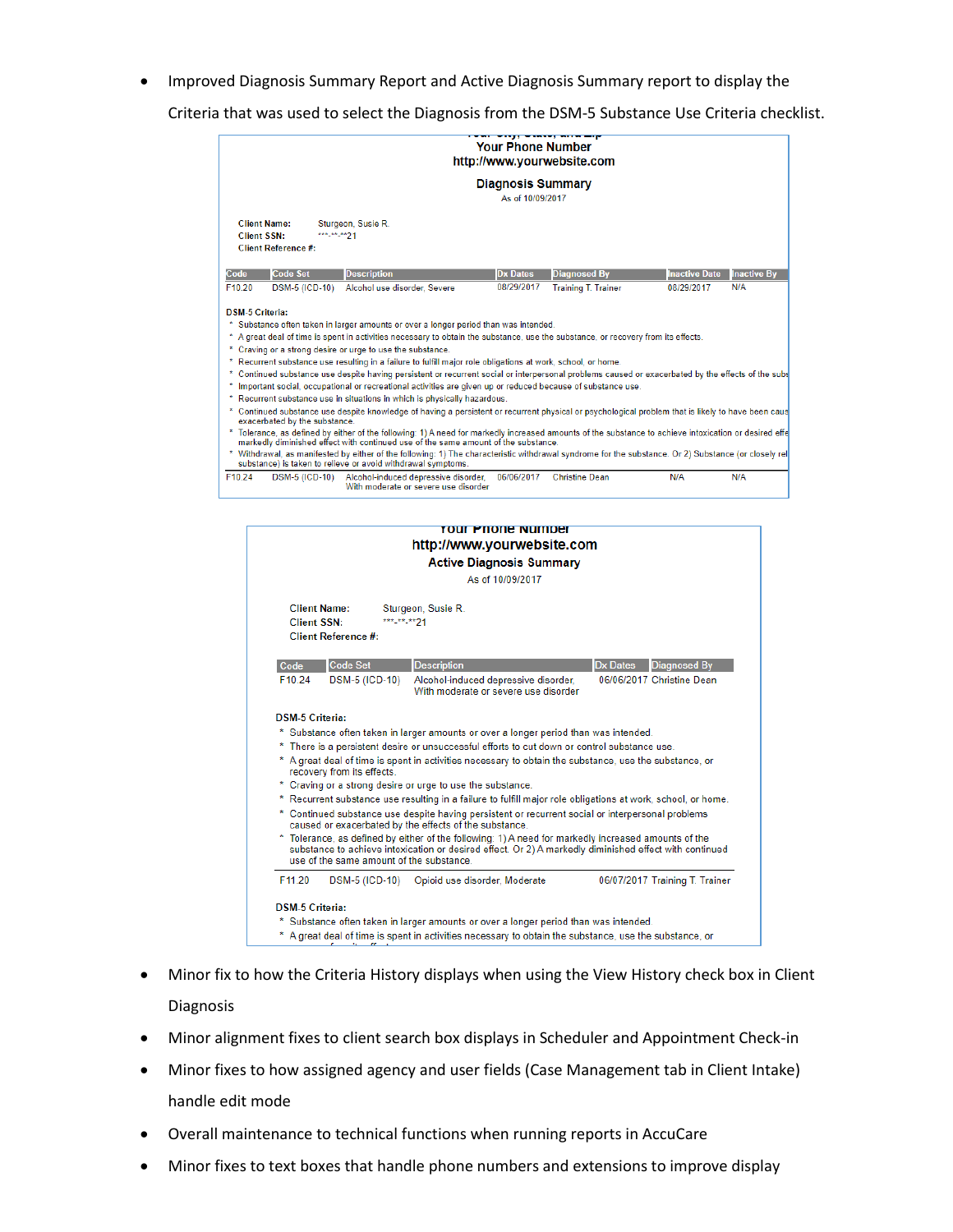- Improved Diagnosis Summary Report and Active Diagnosis Summary report to display the Criteria that was used to select the Diagnosis from the DSM-5 Substance Use Criteria checklist.

Your City, State, and Zip
Your Phone Number
http://www.yourwebsite.com

Diagnosis Summary
As of 10/09/2017

Client Name: Sturgeon, Susie R.
Client SSN: \*\*\*-\*\*-\*\*21
Client Reference #:

| Code | Code Set | Description | Dx Dates | Diagnosed By | Inactive Date | Inactive By |
|---|---|---|---|---|---|---|
| F10.20 | DSM-5 (ICD-10) | Alcohol use disorder, Severe | 08/29/2017 | Training T. Trainer | 08/29/2017 | N/A |

DSM-5 Criteria:
- Substance often taken in larger amounts or over a longer period than was intended.
- A great deal of time is spent in activities necessary to obtain the substance, use the substance, or recovery from its effects.
- Craving or a strong desire or urge to use the substance.
- Recurrent substance use resulting in a failure to fulfill major role obligations at work, school, or home.
- Continued substance use despite having persistent or recurrent social or interpersonal problems caused or exacerbated by the effects of the subs
- Important social, occupational or recreational activities are given up or reduced because of substance use.
- Recurrent substance use in situations in which is physically hazardous.
- Continued substance use despite knowledge of having a persistent or recurrent physical or psychological problem that is likely to have been caus exacerbated by the substance.
- Tolerance, as defined by either of the following: 1) A need for markedly increased amounts of the substance to achieve intoxication or desired effe markedly diminished effect with continued use of the same amount of the substance.
- Withdrawal, as manifested by either of the following: 1) The characteristic withdrawal syndrome for the substance. Or 2) Substance (or closely rel substance) is taken to relieve or avoid withdrawal symptoms.

| Code | Code Set | Description | Dx Dates | Diagnosed By | Inactive Date | Inactive By |
|---|---|---|---|---|---|---|
| F10.24 | DSM-5 (ICD-10) | Alcohol-induced depressive disorder, With moderate or severe use disorder | 06/06/2017 | Christine Dean | N/A | N/A |

Your Phone Number
http://www.yourwebsite.com
Active Diagnosis Summary
As of 10/09/2017

Client Name: Sturgeon, Susie R.
Client SSN: \*\*\*-\*\*-\*\*21
Client Reference #:

| Code | Code Set | Description | Dx Dates | Diagnosed By |
|---|---|---|---|---|
| F10.24 | DSM-5 (ICD-10) | Alcohol-induced depressive disorder, With moderate or severe use disorder | 06/06/2017 | Christine Dean |

DSM-5 Criteria:
- Substance often taken in larger amounts or over a longer period than was intended.
- There is a persistent desire or unsuccessful efforts to cut down or control substance use.
- A great deal of time is spent in activities necessary to obtain the substance, use the substance, or recovery from its effects.
- Craving or a strong desire or urge to use the substance.
- Recurrent substance use resulting in a failure to fulfill major role obligations at work, school, or home.
- Continued substance use despite having persistent or recurrent social or interpersonal problems caused or exacerbated by the effects of the substance.
- Tolerance, as defined by either of the following: 1) A need for markedly increased amounts of the substance to achieve intoxication or desired effect. Or 2) A markedly diminished effect with continued use of the same amount of the substance.

| Code | Code Set | Description | Dx Dates | Diagnosed By |
|---|---|---|---|---|
| F11.20 | DSM-5 (ICD-10) | Opioid use disorder, Moderate | 06/07/2017 | Training T. Trainer |

DSM-5 Criteria:
- Substance often taken in larger amounts or over a longer period than was intended.
- A great deal of time is spent in activities necessary to obtain the substance, use the substance, or

- Minor fix to how the Criteria History displays when using the View History check box in Client Diagnosis
- Minor alignment fixes to client search box displays in Scheduler and Appointment Check-in
- Minor fixes to how assigned agency and user fields (Case Management tab in Client Intake) handle edit mode
- Overall maintenance to technical functions when running reports in AccuCare
- Minor fixes to text boxes that handle phone numbers and extensions to improve display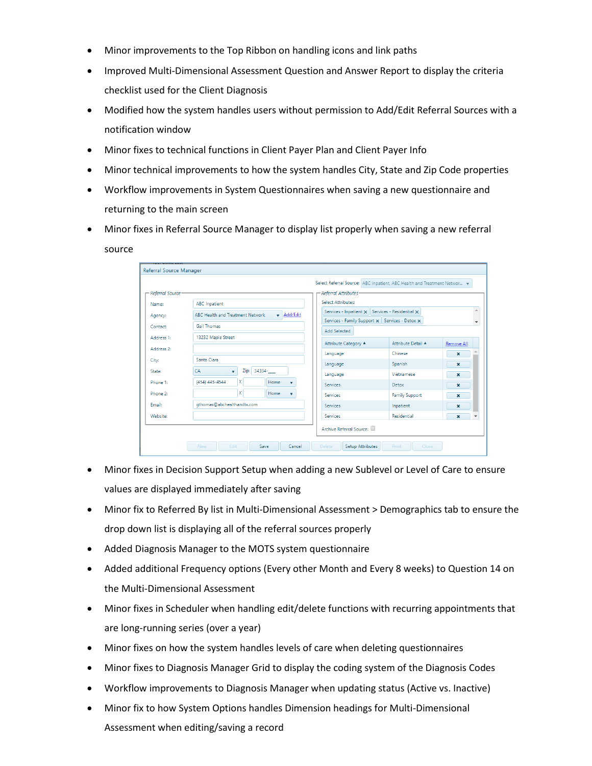- Minor improvements to the Top Ribbon on handling icons and link paths
- Improved Multi-Dimensional Assessment Question and Answer Report to display the criteria checklist used for the Client Diagnosis
- Modified how the system handles users without permission to Add/Edit Referral Sources with a notification window
- Minor fixes to technical functions in Client Payer Plan and Client Payer Info
- Minor technical improvements to how the system handles City, State and Zip Code properties
- Workflow improvements in System Questionnaires when saving a new questionnaire and returning to the main screen
- Minor fixes in Referral Source Manager to display list properly when saving a new referral source

- Minor fixes in Decision Support Setup when adding a new Sublevel or Level of Care to ensure values are displayed immediately after saving
- Minor fix to Referred By list in Multi-Dimensional Assessment > Demographics tab to ensure the drop down list is displaying all of the referral sources properly
- Added Diagnosis Manager to the MOTS system questionnaire
- Added additional Frequency options (Every other Month and Every 8 weeks) to Question 14 on the Multi-Dimensional Assessment
- Minor fixes in Scheduler when handling edit/delete functions with recurring appointments that are long-running series (over a year)
- Minor fixes on how the system handles levels of care when deleting questionnaires
- Minor fixes to Diagnosis Manager Grid to display the coding system of the Diagnosis Codes
- Workflow improvements to Diagnosis Manager when updating status (Active vs. Inactive)
- Minor fix to how System Options handles Dimension headings for Multi-Dimensional Assessment when editing/saving a record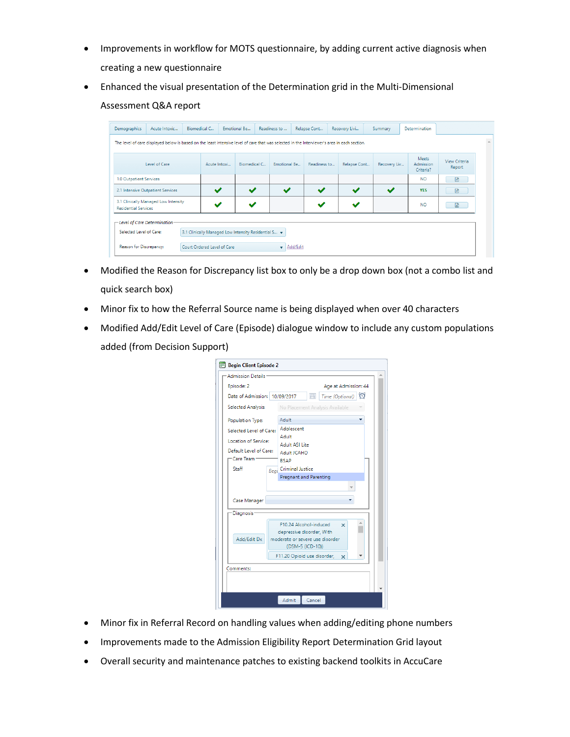- Improvements in workflow for MOTS questionnaire, by adding current active diagnosis when creating a new questionnaire
- Enhanced the visual presentation of the Determination grid in the Multi-Dimensional Assessment Q&A report
- Modified the Reason for Discrepancy list box to only be a drop down box (not a combo list and quick search box)
- Minor fix to how the Referral Source name is being displayed when over 40 characters
- Modified Add/Edit Level of Care (Episode) dialogue window to include any custom populations added (from Decision Support)
- Minor fix in Referral Record on handling values when adding/editing phone numbers
- Improvements made to the Admission Eligibility Report Determination Grid layout
- Overall security and maintenance patches to existing backend toolkits in AccuCare